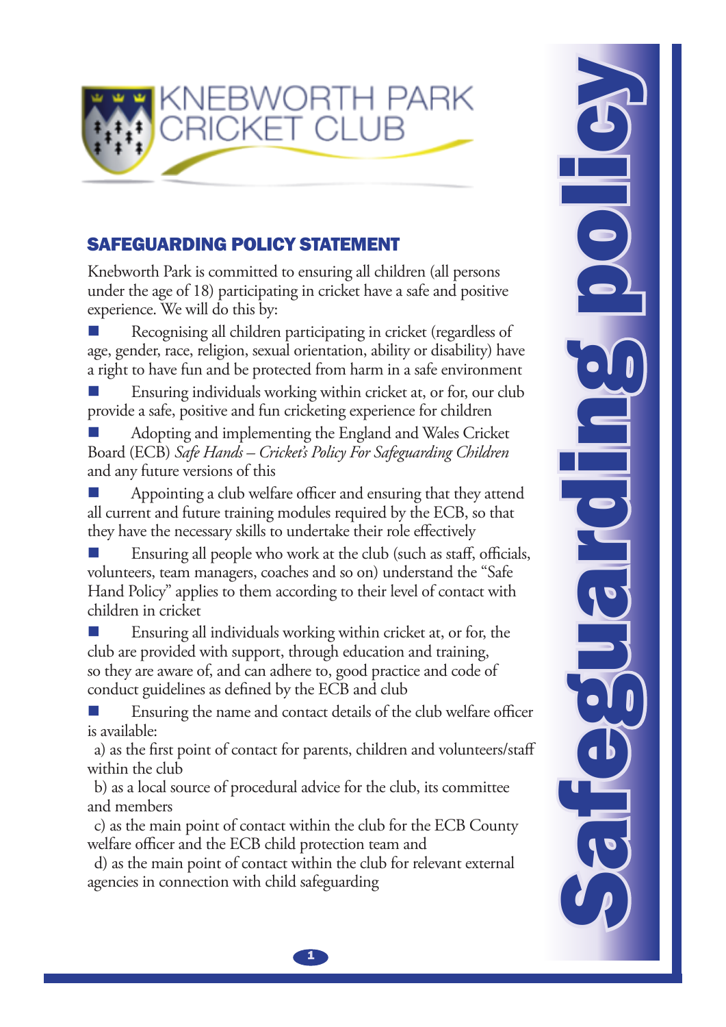# KNEBWORTH PARK CRICKET CLUB

# Safeguarding policy

## SAFEGUARDING POLICY STATEMENT

Knebworth Park is committed to ensuring all children (all persons under the age of 18) participating in cricket have a safe and positive experience. We will do this by:

- Recognising all children participating in cricket (regardless of age, gender, race, religion, sexual orientation, ability or disability) have a right to have fun and be protected from harm in a safe environment
- Ensuring individuals working within cricket at, or for, our club provide a safe, positive and fun cricketing experience for children
- Adopting and implementing the England and Wales Cricket Board (ECB) *Safe Hands – Cricket's Policy For Safeguarding Children* and any future versions of this
- Appointing a club welfare officer and ensuring that they attend all current and future training modules required by the ECB, so that they have the necessary skills to undertake their role effectively
- Ensuring all people who work at the club (such as staff, officials, volunteers, team managers, coaches and so on) understand the "Safe Hand Policy" applies to them according to their level of contact with children in cricket
- Ensuring all individuals working within cricket at, or for, the club are provided with support, through education and training, so they are aware of, and can adhere to, good practice and code of conduct guidelines as defined by the ECB and club
- Ensuring the name and contact details of the club welfare officer is available:

  a) as the first point of contact for parents, children and volunteers/staff within the club

  b) as a local source of procedural advice for the club, its committee and members

  c) as the main point of contact within the club for the ECB County welfare officer and the ECB child protection team and

  d) as the main point of contact within the club for relevant external agencies in connection with child safeguarding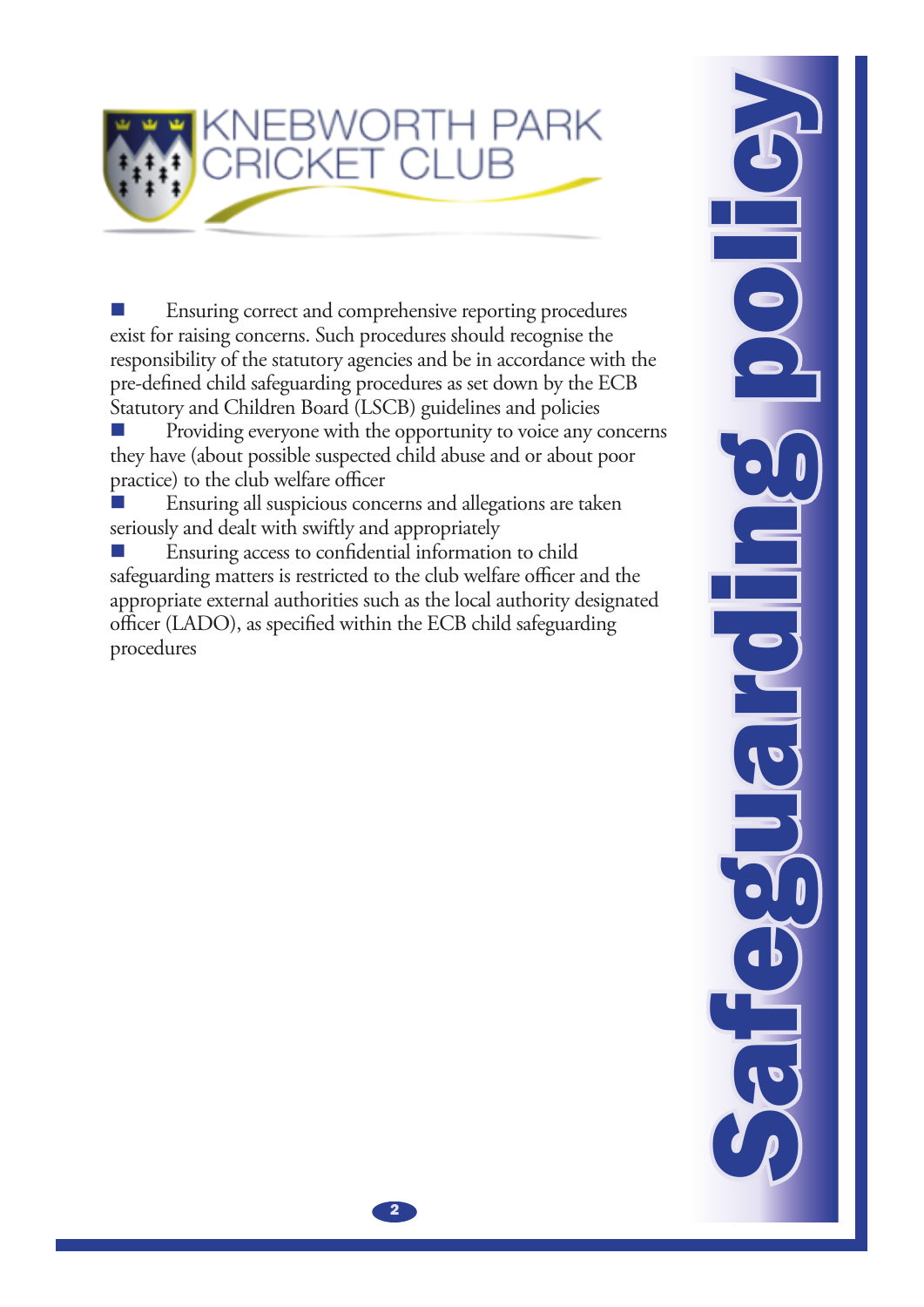KNEBWORTH PARK CRICKET CLUB

- Ensuring correct and comprehensive reporting procedures exist for raising concerns. Such procedures should recognise the responsibility of the statutory agencies and be in accordance with the pre-defined child safeguarding procedures as set down by the ECB Statutory and Children Board (LSCB) guidelines and policies
- Providing everyone with the opportunity to voice any concerns they have (about possible suspected child abuse and or about poor practice) to the club welfare officer
- Ensuring all suspicious concerns and allegations are taken seriously and dealt with swiftly and appropriately
- Ensuring access to confidential information to child safeguarding matters is restricted to the club welfare officer and the appropriate external authorities such as the local authority designated officer (LADO), as specified within the ECB child safeguarding procedures

Safeguarding policy